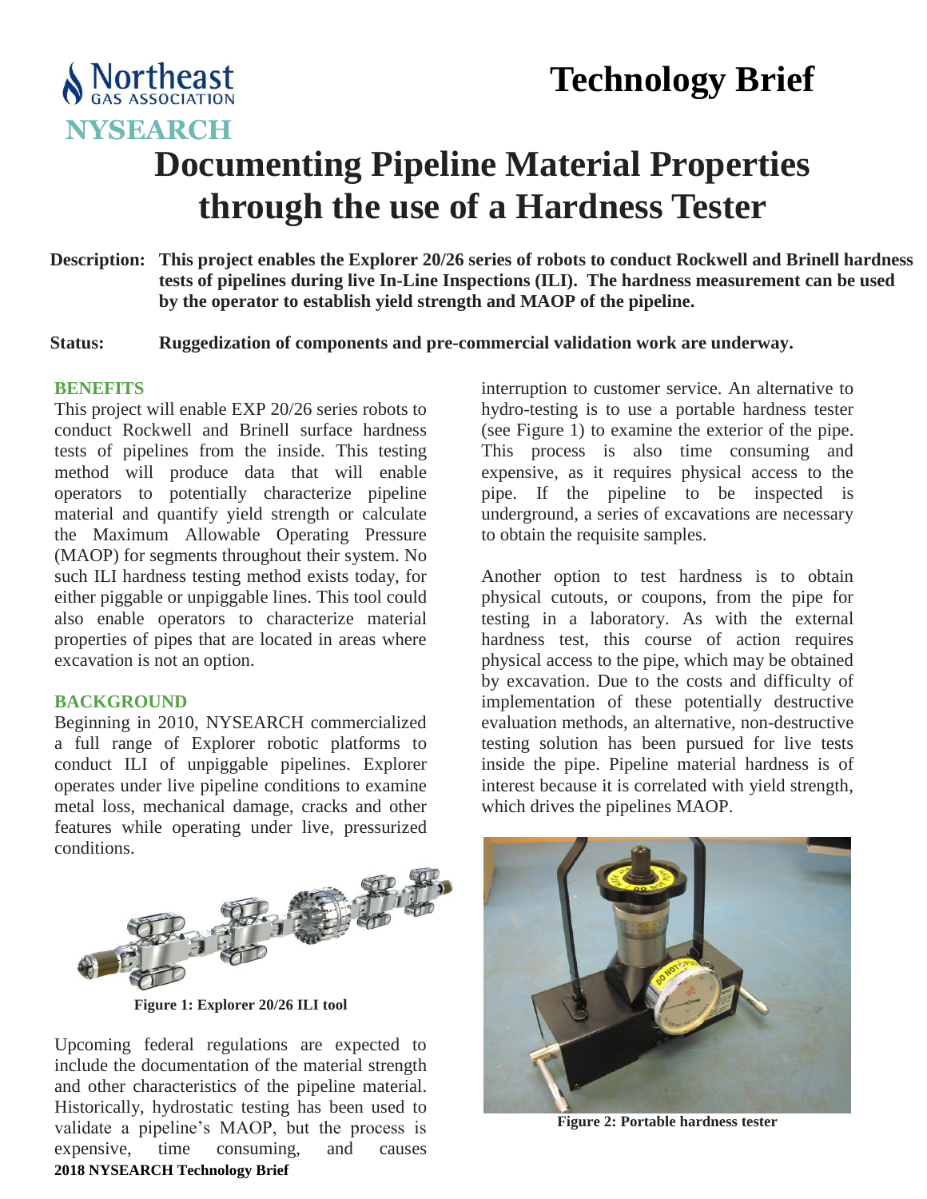Northeast GAS ASSOCIATION

NYSEARCH

# Technology Brief

# Documenting Pipeline Material Properties through the use of a Hardness Tester

**Description:** **This project enables the Explorer 20/26 series of robots to conduct Rockwell and Brinell hardness tests of pipelines during live In-Line Inspections (ILI). The hardness measurement can be used by the operator to establish yield strength and MAOP of the pipeline.**

**Status:** **Ruggedization of components and pre-commercial validation work are underway.**

## BENEFITS

This project will enable EXP 20/26 series robots to conduct Rockwell and Brinell surface hardness tests of pipelines from the inside. This testing method will produce data that will enable operators to potentially characterize pipeline material and quantify yield strength or calculate the Maximum Allowable Operating Pressure (MAOP) for segments throughout their system. No such ILI hardness testing method exists today, for either piggable or unpiggable lines. This tool could also enable operators to characterize material properties of pipes that are located in areas where excavation is not an option.

## BACKGROUND

Beginning in 2010, NYSEARCH commercialized a full range of Explorer robotic platforms to conduct ILI of unpiggable pipelines. Explorer operates under live pipeline conditions to examine metal loss, mechanical damage, cracks and other features while operating under live, pressurized conditions.

**Figure 1: Explorer 20/26 ILI tool**

Upcoming federal regulations are expected to include the documentation of the material strength and other characteristics of the pipeline material. Historically, hydrostatic testing has been used to validate a pipeline's MAOP, but the process is expensive, time consuming, and causes interruption to customer service. An alternative to hydro-testing is to use a portable hardness tester (see Figure 1) to examine the exterior of the pipe. This process is also time consuming and expensive, as it requires physical access to the pipe. If the pipeline to be inspected is underground, a series of excavations are necessary to obtain the requisite samples.

Another option to test hardness is to obtain physical cutouts, or coupons, from the pipe for testing in a laboratory. As with the external hardness test, this course of action requires physical access to the pipe, which may be obtained by excavation. Due to the costs and difficulty of implementation of these potentially destructive evaluation methods, an alternative, non-destructive testing solution has been pursued for live tests inside the pipe. Pipeline material hardness is of interest because it is correlated with yield strength, which drives the pipelines MAOP.

**Figure 2: Portable hardness tester**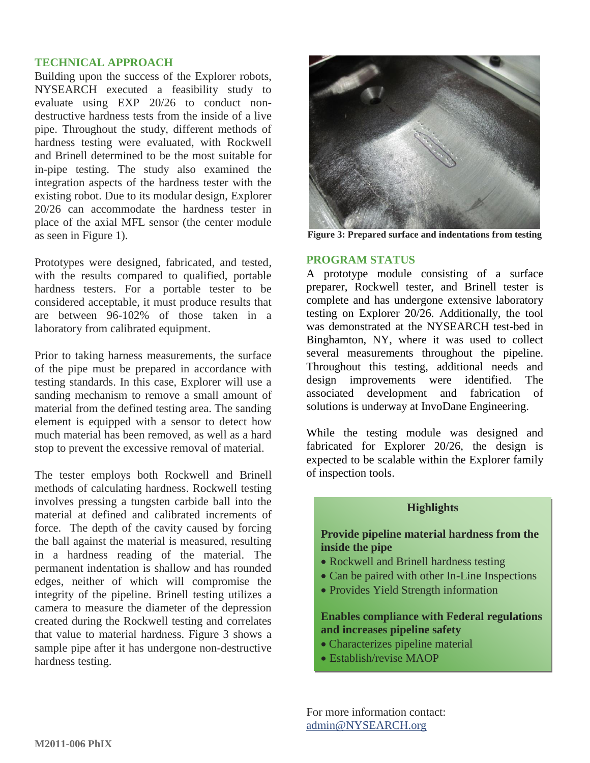## TECHNICAL APPROACH

Building upon the success of the Explorer robots, NYSEARCH executed a feasibility study to evaluate using EXP 20/26 to conduct non-destructive hardness tests from the inside of a live pipe. Throughout the study, different methods of hardness testing were evaluated, with Rockwell and Brinell determined to be the most suitable for in-pipe testing. The study also examined the integration aspects of the hardness tester with the existing robot. Due to its modular design, Explorer 20/26 can accommodate the hardness tester in place of the axial MFL sensor (the center module as seen in Figure 1).

Prototypes were designed, fabricated, and tested, with the results compared to qualified, portable hardness testers. For a portable tester to be considered acceptable, it must produce results that are between 96-102% of those taken in a laboratory from calibrated equipment.

Prior to taking harness measurements, the surface of the pipe must be prepared in accordance with testing standards. In this case, Explorer will use a sanding mechanism to remove a small amount of material from the defined testing area. The sanding element is equipped with a sensor to detect how much material has been removed, as well as a hard stop to prevent the excessive removal of material.

The tester employs both Rockwell and Brinell methods of calculating hardness. Rockwell testing involves pressing a tungsten carbide ball into the material at defined and calibrated increments of force. The depth of the cavity caused by forcing the ball against the material is measured, resulting in a hardness reading of the material. The permanent indentation is shallow and has rounded edges, neither of which will compromise the integrity of the pipeline. Brinell testing utilizes a camera to measure the diameter of the depression created during the Rockwell testing and correlates that value to material hardness. Figure 3 shows a sample pipe after it has undergone non-destructive hardness testing.

**Figure 3: Prepared surface and indentations from testing**

## PROGRAM STATUS

A prototype module consisting of a surface preparer, Rockwell tester, and Brinell tester is complete and has undergone extensive laboratory testing on Explorer 20/26. Additionally, the tool was demonstrated at the NYSEARCH test-bed in Binghamton, NY, where it was used to collect several measurements throughout the pipeline. Throughout this testing, additional needs and design improvements were identified. The associated development and fabrication of solutions is underway at InvoDane Engineering.

While the testing module was designed and fabricated for Explorer 20/26, the design is expected to be scalable within the Explorer family of inspection tools.

### Highlights

**Provide pipeline material hardness from the inside the pipe**

- Rockwell and Brinell hardness testing
- Can be paired with other In-Line Inspections
- Provides Yield Strength information

**Enables compliance with Federal regulations and increases pipeline safety**

- Characterizes pipeline material
- Establish/revise MAOP

For more information contact:
admin@NYSEARCH.org

**M2011-006 PhIX**